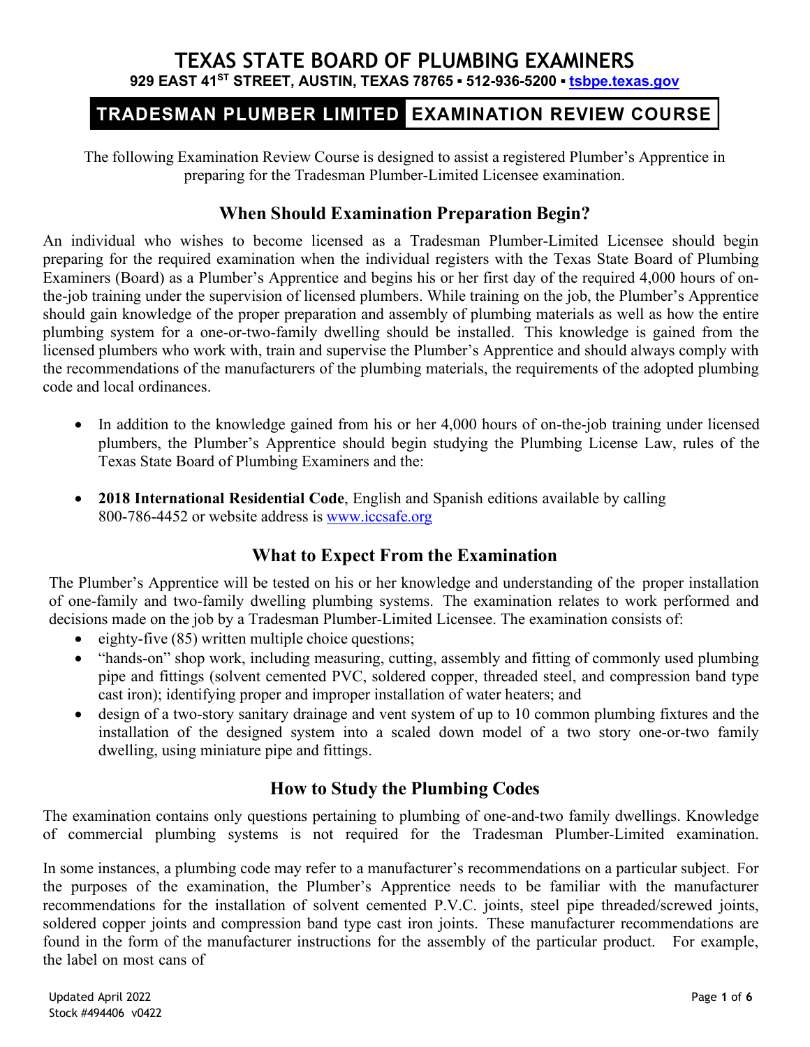# TEXAS STATE BOARD OF PLUMBING EXAMINERS

**929 EAST 41ST STREET, AUSTIN, TEXAS 78765 ▪ 512-936-5200 ▪ tsbpe.texas.gov**

## TRADESMAN PLUMBER LIMITED EXAMINATION REVIEW COURSE

The following Examination Review Course is designed to assist a registered Plumber's Apprentice in preparing for the Tradesman Plumber-Limited Licensee examination.

### When Should Examination Preparation Begin?

An individual who wishes to become licensed as a Tradesman Plumber-Limited Licensee should begin preparing for the required examination when the individual registers with the Texas State Board of Plumbing Examiners (Board) as a Plumber's Apprentice and begins his or her first day of the required 4,000 hours of on-the-job training under the supervision of licensed plumbers. While training on the job, the Plumber's Apprentice should gain knowledge of the proper preparation and assembly of plumbing materials as well as how the entire plumbing system for a one-or-two-family dwelling should be installed. This knowledge is gained from the licensed plumbers who work with, train and supervise the Plumber's Apprentice and should always comply with the recommendations of the manufacturers of the plumbing materials, the requirements of the adopted plumbing code and local ordinances.

- In addition to the knowledge gained from his or her 4,000 hours of on-the-job training under licensed plumbers, the Plumber's Apprentice should begin studying the Plumbing License Law, rules of the Texas State Board of Plumbing Examiners and the:
- **2018 International Residential Code**, English and Spanish editions available by calling 800-786-4452 or website address is www.iccsafe.org

### What to Expect From the Examination

The Plumber's Apprentice will be tested on his or her knowledge and understanding of the proper installation of one-family and two-family dwelling plumbing systems. The examination relates to work performed and decisions made on the job by a Tradesman Plumber-Limited Licensee. The examination consists of:

- eighty-five (85) written multiple choice questions;
- "hands-on" shop work, including measuring, cutting, assembly and fitting of commonly used plumbing pipe and fittings (solvent cemented PVC, soldered copper, threaded steel, and compression band type cast iron); identifying proper and improper installation of water heaters; and
- design of a two-story sanitary drainage and vent system of up to 10 common plumbing fixtures and the installation of the designed system into a scaled down model of a two story one-or-two family dwelling, using miniature pipe and fittings.

### How to Study the Plumbing Codes

The examination contains only questions pertaining to plumbing of one-and-two family dwellings. Knowledge of commercial plumbing systems is not required for the Tradesman Plumber-Limited examination.

In some instances, a plumbing code may refer to a manufacturer's recommendations on a particular subject. For the purposes of the examination, the Plumber's Apprentice needs to be familiar with the manufacturer recommendations for the installation of solvent cemented P.V.C. joints, steel pipe threaded/screwed joints, soldered copper joints and compression band type cast iron joints. These manufacturer recommendations are found in the form of the manufacturer instructions for the assembly of the particular product. For example, the label on most cans of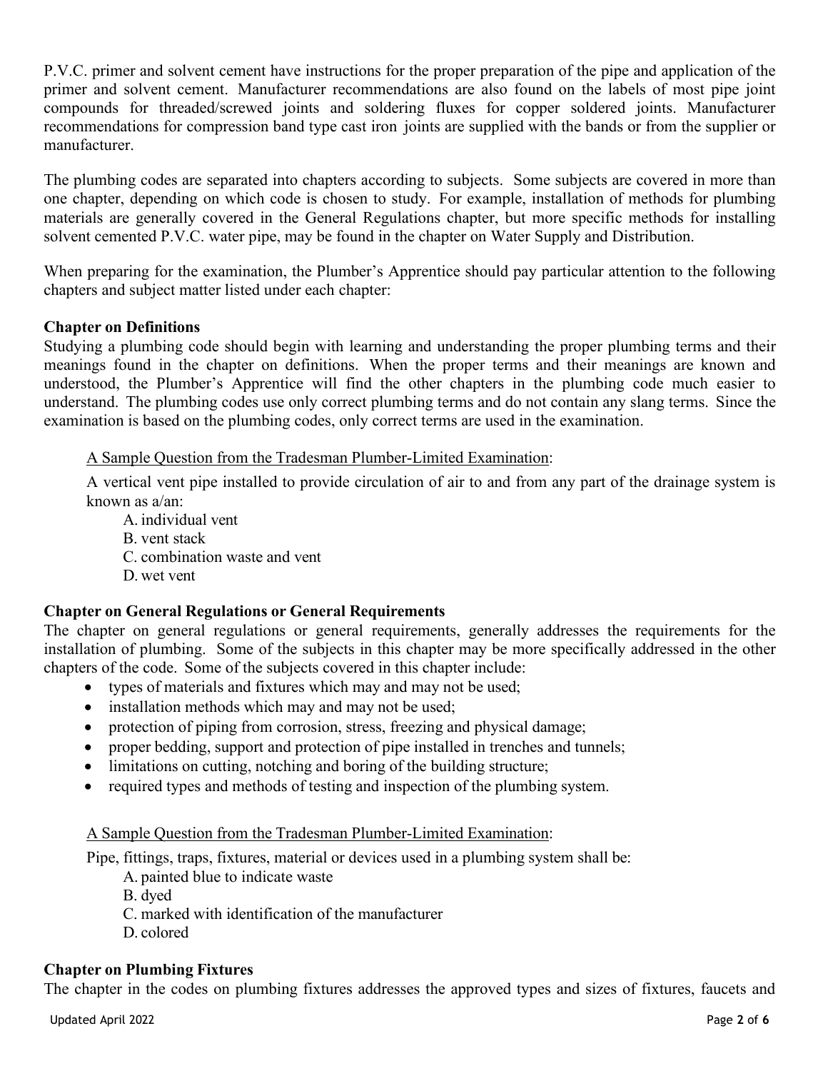P.V.C. primer and solvent cement have instructions for the proper preparation of the pipe and application of the primer and solvent cement. Manufacturer recommendations are also found on the labels of most pipe joint compounds for threaded/screwed joints and soldering fluxes for copper soldered joints. Manufacturer recommendations for compression band type cast iron joints are supplied with the bands or from the supplier or manufacturer.

The plumbing codes are separated into chapters according to subjects. Some subjects are covered in more than one chapter, depending on which code is chosen to study. For example, installation of methods for plumbing materials are generally covered in the General Regulations chapter, but more specific methods for installing solvent cemented P.V.C. water pipe, may be found in the chapter on Water Supply and Distribution.

When preparing for the examination, the Plumber's Apprentice should pay particular attention to the following chapters and subject matter listed under each chapter:

**Chapter on Definitions**

Studying a plumbing code should begin with learning and understanding the proper plumbing terms and their meanings found in the chapter on definitions. When the proper terms and their meanings are known and understood, the Plumber's Apprentice will find the other chapters in the plumbing code much easier to understand. The plumbing codes use only correct plumbing terms and do not contain any slang terms. Since the examination is based on the plumbing codes, only correct terms are used in the examination.

<u>A Sample Question from the Tradesman Plumber-Limited Examination</u>:

A vertical vent pipe installed to provide circulation of air to and from any part of the drainage system is known as a/an:

A. individual vent
B. vent stack
C. combination waste and vent
D. wet vent

**Chapter on General Regulations or General Requirements**

The chapter on general regulations or general requirements, generally addresses the requirements for the installation of plumbing. Some of the subjects in this chapter may be more specifically addressed in the other chapters of the code. Some of the subjects covered in this chapter include:

- types of materials and fixtures which may and may not be used;
- installation methods which may and may not be used;
- protection of piping from corrosion, stress, freezing and physical damage;
- proper bedding, support and protection of pipe installed in trenches and tunnels;
- limitations on cutting, notching and boring of the building structure;
- required types and methods of testing and inspection of the plumbing system.

<u>A Sample Question from the Tradesman Plumber-Limited Examination</u>:

Pipe, fittings, traps, fixtures, material or devices used in a plumbing system shall be:

A. painted blue to indicate waste
B. dyed
C. marked with identification of the manufacturer
D. colored

**Chapter on Plumbing Fixtures**

The chapter in the codes on plumbing fixtures addresses the approved types and sizes of fixtures, faucets and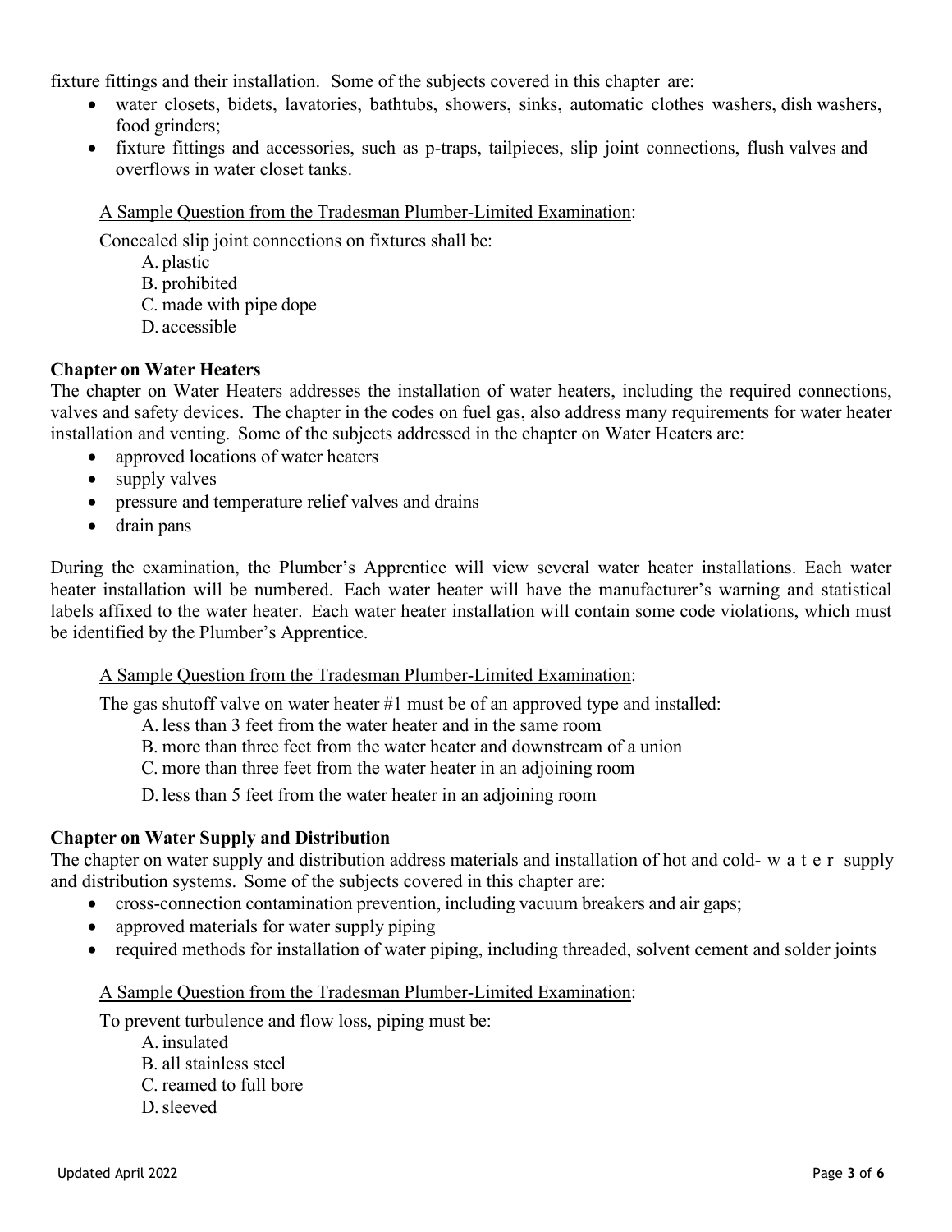fixture fittings and their installation. Some of the subjects covered in this chapter are:

- water closets, bidets, lavatories, bathtubs, showers, sinks, automatic clothes washers, dish washers, food grinders;
- fixture fittings and accessories, such as p-traps, tailpieces, slip joint connections, flush valves and overflows in water closet tanks.

A Sample Question from the Tradesman Plumber-Limited Examination:

Concealed slip joint connections on fixtures shall be:

A. plastic
B. prohibited
C. made with pipe dope
D. accessible

**Chapter on Water Heaters**

The chapter on Water Heaters addresses the installation of water heaters, including the required connections, valves and safety devices. The chapter in the codes on fuel gas, also address many requirements for water heater installation and venting. Some of the subjects addressed in the chapter on Water Heaters are:

- approved locations of water heaters
- supply valves
- pressure and temperature relief valves and drains
- drain pans

During the examination, the Plumber's Apprentice will view several water heater installations. Each water heater installation will be numbered. Each water heater will have the manufacturer's warning and statistical labels affixed to the water heater. Each water heater installation will contain some code violations, which must be identified by the Plumber's Apprentice.

A Sample Question from the Tradesman Plumber-Limited Examination:

The gas shutoff valve on water heater #1 must be of an approved type and installed:

A. less than 3 feet from the water heater and in the same room
B. more than three feet from the water heater and downstream of a union
C. more than three feet from the water heater in an adjoining room
D. less than 5 feet from the water heater in an adjoining room

**Chapter on Water Supply and Distribution**

The chapter on water supply and distribution address materials and installation of hot and cold-water supply and distribution systems. Some of the subjects covered in this chapter are:

- cross-connection contamination prevention, including vacuum breakers and air gaps;
- approved materials for water supply piping
- required methods for installation of water piping, including threaded, solvent cement and solder joints

A Sample Question from the Tradesman Plumber-Limited Examination:

To prevent turbulence and flow loss, piping must be:

A. insulated
B. all stainless steel
C. reamed to full bore
D. sleeved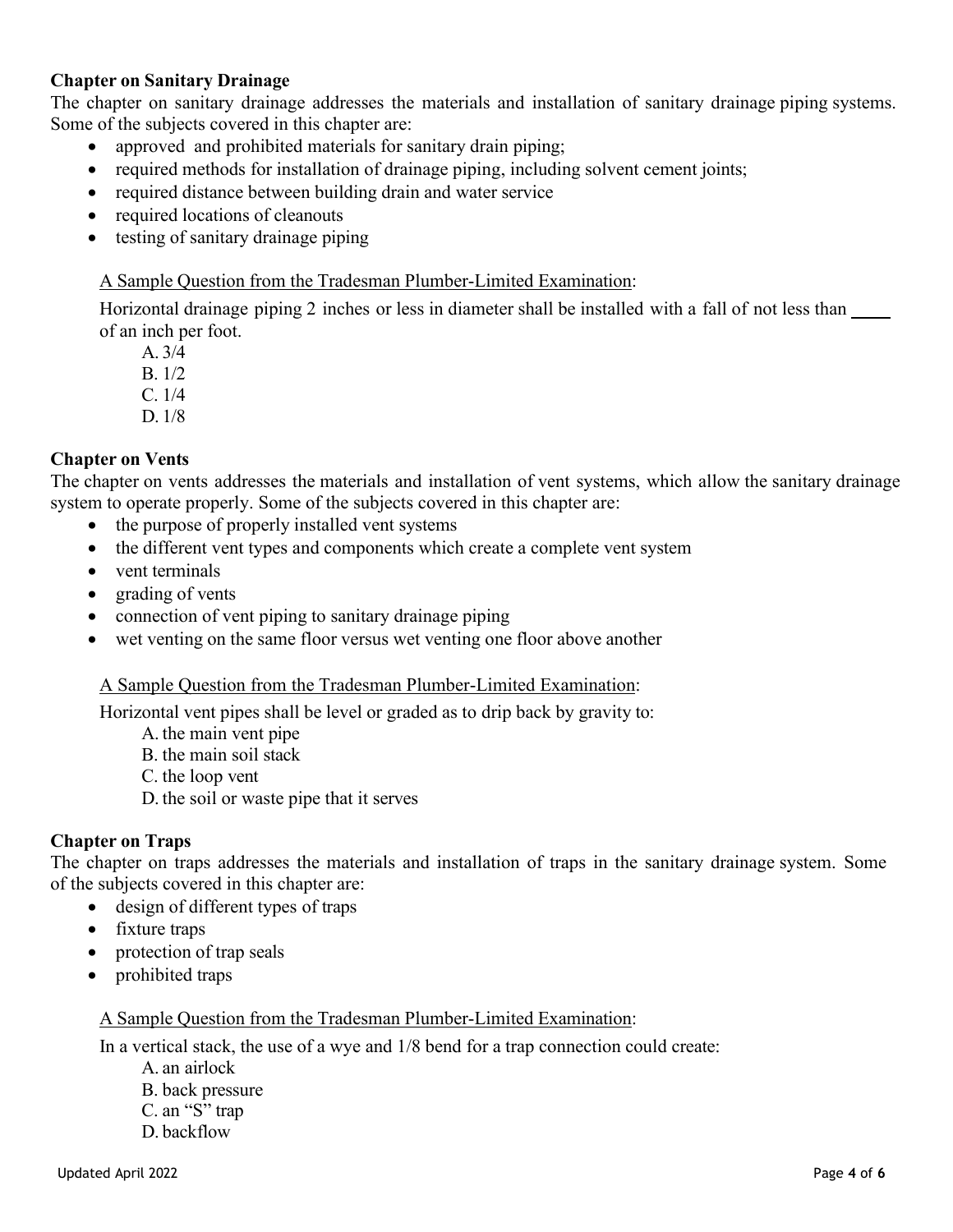**Chapter on Sanitary Drainage**

The chapter on sanitary drainage addresses the materials and installation of sanitary drainage piping systems. Some of the subjects covered in this chapter are:

- approved and prohibited materials for sanitary drain piping;
- required methods for installation of drainage piping, including solvent cement joints;
- required distance between building drain and water service
- required locations of cleanouts
- testing of sanitary drainage piping

<u>A Sample Question from the Tradesman Plumber-Limited Examination</u>:

Horizontal drainage piping 2 inches or less in diameter shall be installed with a fall of not less than ____ of an inch per foot.

A. 3/4
B. 1/2
C. 1/4
D. 1/8

**Chapter on Vents**

The chapter on vents addresses the materials and installation of vent systems, which allow the sanitary drainage system to operate properly. Some of the subjects covered in this chapter are:

- the purpose of properly installed vent systems
- the different vent types and components which create a complete vent system
- vent terminals
- grading of vents
- connection of vent piping to sanitary drainage piping
- wet venting on the same floor versus wet venting one floor above another

<u>A Sample Question from the Tradesman Plumber-Limited Examination</u>:

Horizontal vent pipes shall be level or graded as to drip back by gravity to:

A. the main vent pipe
B. the main soil stack
C. the loop vent
D. the soil or waste pipe that it serves

**Chapter on Traps**

The chapter on traps addresses the materials and installation of traps in the sanitary drainage system. Some of the subjects covered in this chapter are:

- design of different types of traps
- fixture traps
- protection of trap seals
- prohibited traps

<u>A Sample Question from the Tradesman Plumber-Limited Examination</u>:

In a vertical stack, the use of a wye and 1/8 bend for a trap connection could create:

A. an airlock
B. back pressure
C. an "S" trap
D. backflow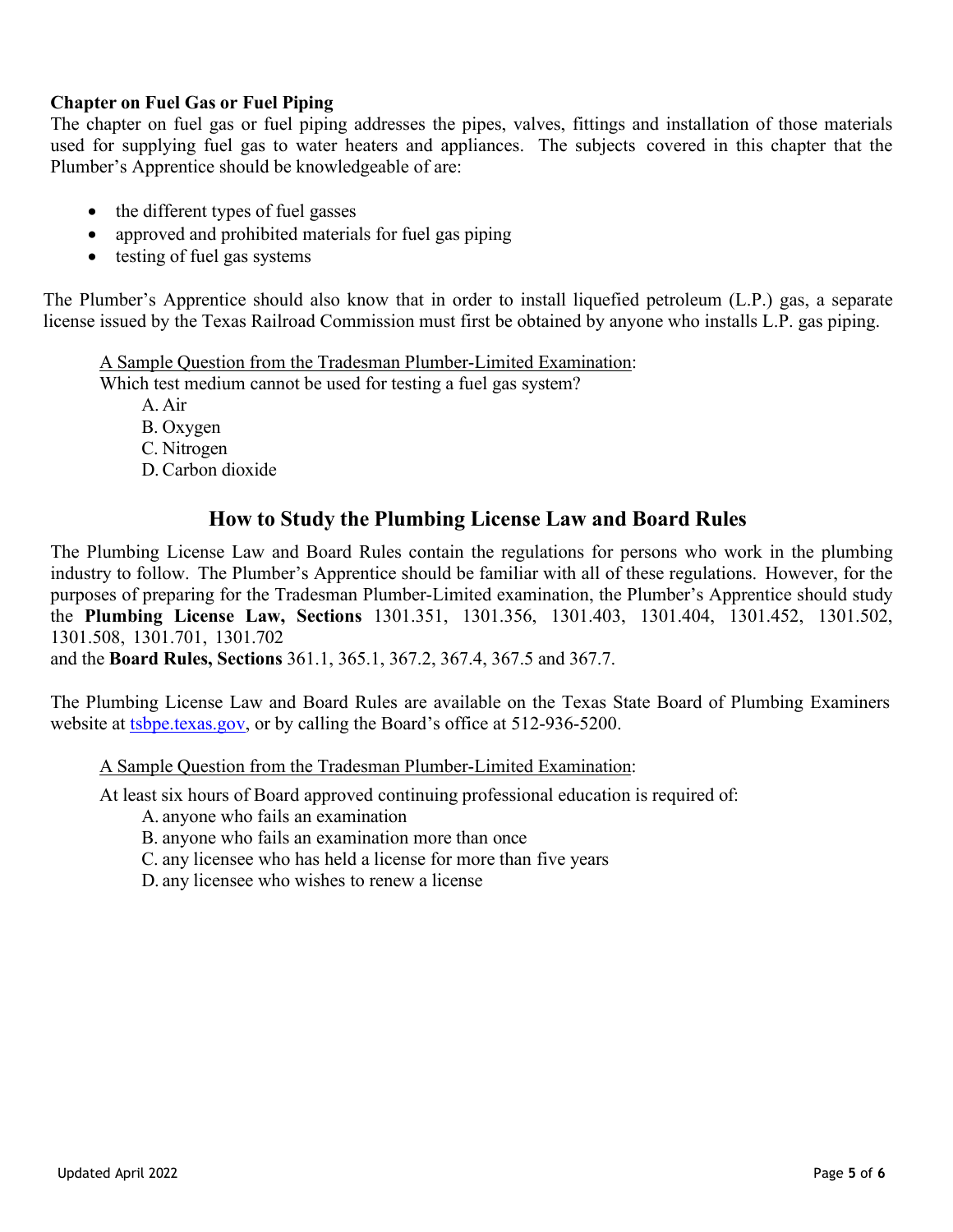**Chapter on Fuel Gas or Fuel Piping**

The chapter on fuel gas or fuel piping addresses the pipes, valves, fittings and installation of those materials used for supplying fuel gas to water heaters and appliances. The subjects covered in this chapter that the Plumber's Apprentice should be knowledgeable of are:

- the different types of fuel gasses
- approved and prohibited materials for fuel gas piping
- testing of fuel gas systems

The Plumber's Apprentice should also know that in order to install liquefied petroleum (L.P.) gas, a separate license issued by the Texas Railroad Commission must first be obtained by anyone who installs L.P. gas piping.

A Sample Question from the Tradesman Plumber-Limited Examination:

Which test medium cannot be used for testing a fuel gas system?

A. Air
B. Oxygen
C. Nitrogen
D. Carbon dioxide

## How to Study the Plumbing License Law and Board Rules

The Plumbing License Law and Board Rules contain the regulations for persons who work in the plumbing industry to follow. The Plumber's Apprentice should be familiar with all of these regulations. However, for the purposes of preparing for the Tradesman Plumber-Limited examination, the Plumber's Apprentice should study the **Plumbing License Law, Sections** 1301.351, 1301.356, 1301.403, 1301.404, 1301.452, 1301.502, 1301.508, 1301.701, 1301.702
and the **Board Rules, Sections** 361.1, 365.1, 367.2, 367.4, 367.5 and 367.7.

The Plumbing License Law and Board Rules are available on the Texas State Board of Plumbing Examiners website at tsbpe.texas.gov, or by calling the Board's office at 512-936-5200.

A Sample Question from the Tradesman Plumber-Limited Examination:

At least six hours of Board approved continuing professional education is required of:

A. anyone who fails an examination
B. anyone who fails an examination more than once
C. any licensee who has held a license for more than five years
D. any licensee who wishes to renew a license

Updated April 2022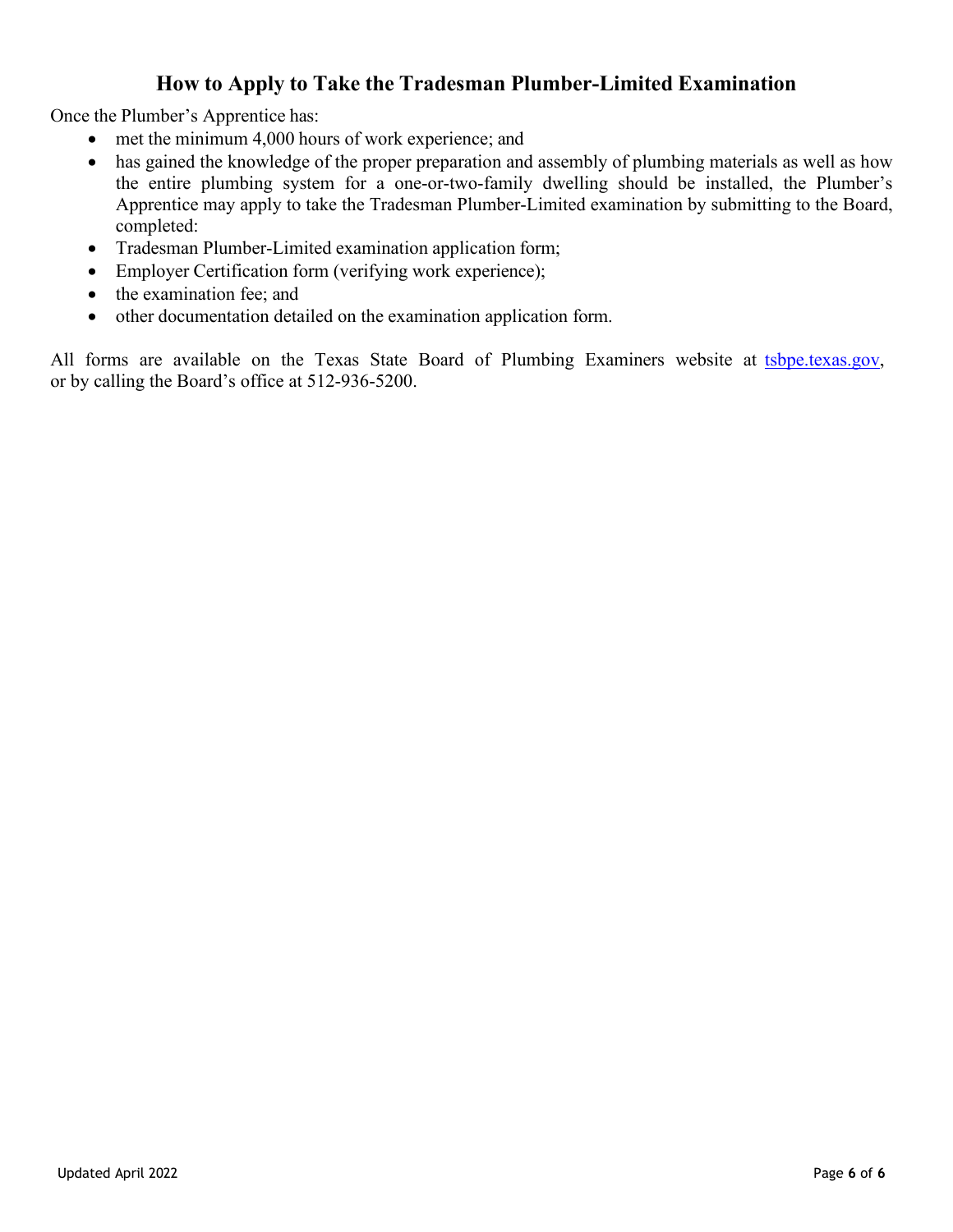## How to Apply to Take the Tradesman Plumber-Limited Examination

Once the Plumber's Apprentice has:

- met the minimum 4,000 hours of work experience; and
- has gained the knowledge of the proper preparation and assembly of plumbing materials as well as how the entire plumbing system for a one-or-two-family dwelling should be installed, the Plumber's Apprentice may apply to take the Tradesman Plumber-Limited examination by submitting to the Board, completed:
- Tradesman Plumber-Limited examination application form;
- Employer Certification form (verifying work experience);
- the examination fee; and
- other documentation detailed on the examination application form.

All forms are available on the Texas State Board of Plumbing Examiners website at [tsbpe.texas.gov](tsbpe.texas.gov), or by calling the Board's office at 512-936-5200.